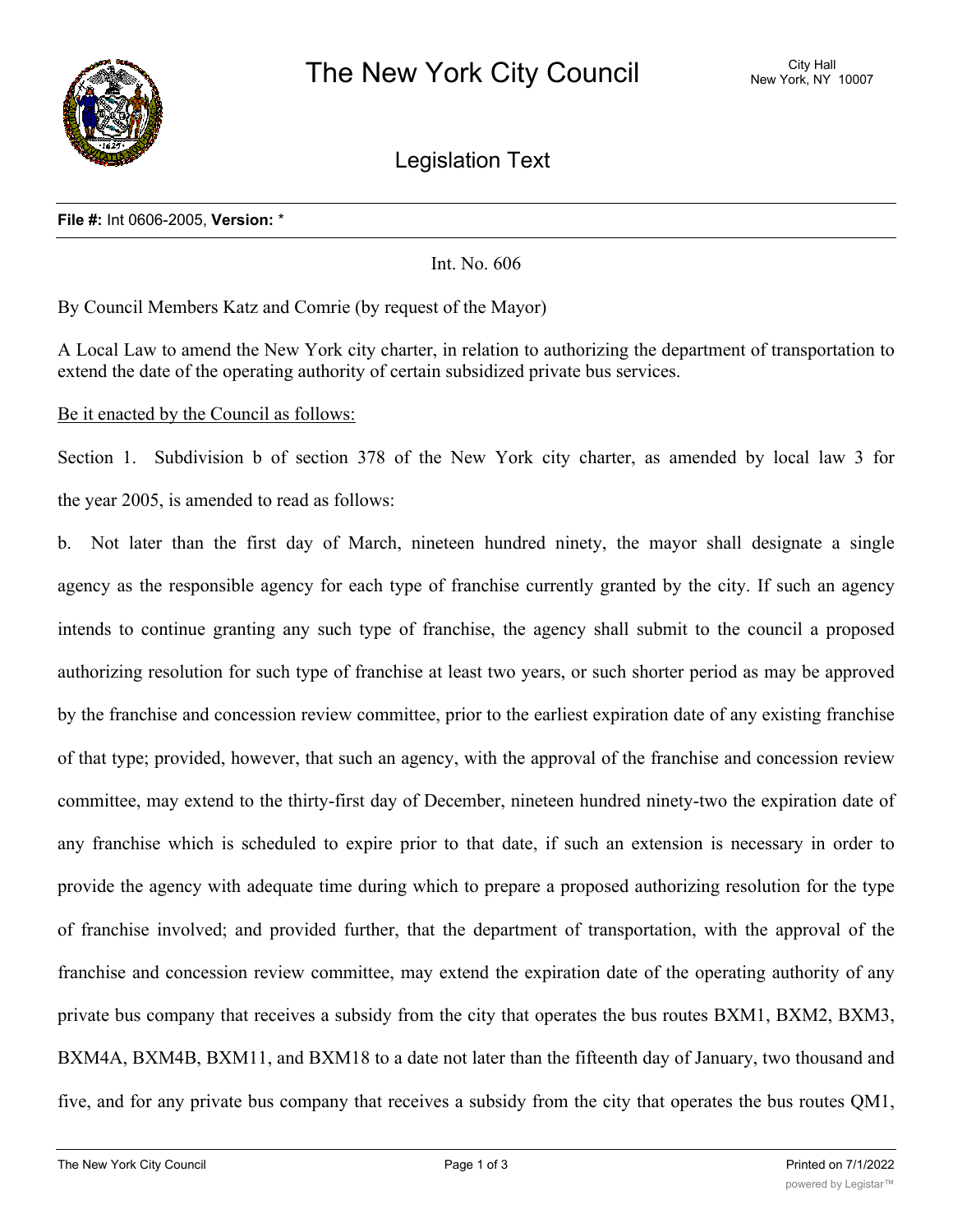# The New York City Council

City Hall
New York, NY 10007

## Legislation Text

**File #:** Int 0606-2005, **Version:** *

Int. No. 606

By Council Members Katz and Comrie (by request of the Mayor)

A Local Law to amend the New York city charter, in relation to authorizing the department of transportation to extend the date of the operating authority of certain subsidized private bus services.

Be it enacted by the Council as follows:

Section 1. Subdivision b of section 378 of the New York city charter, as amended by local law 3 for the year 2005, is amended to read as follows:

b. Not later than the first day of March, nineteen hundred ninety, the mayor shall designate a single agency as the responsible agency for each type of franchise currently granted by the city. If such an agency intends to continue granting any such type of franchise, the agency shall submit to the council a proposed authorizing resolution for such type of franchise at least two years, or such shorter period as may be approved by the franchise and concession review committee, prior to the earliest expiration date of any existing franchise of that type; provided, however, that such an agency, with the approval of the franchise and concession review committee, may extend to the thirty-first day of December, nineteen hundred ninety-two the expiration date of any franchise which is scheduled to expire prior to that date, if such an extension is necessary in order to provide the agency with adequate time during which to prepare a proposed authorizing resolution for the type of franchise involved; and provided further, that the department of transportation, with the approval of the franchise and concession review committee, may extend the expiration date of the operating authority of any private bus company that receives a subsidy from the city that operates the bus routes BXM1, BXM2, BXM3, BXM4A, BXM4B, BXM11, and BXM18 to a date not later than the fifteenth day of January, two thousand and five, and for any private bus company that receives a subsidy from the city that operates the bus routes QM1,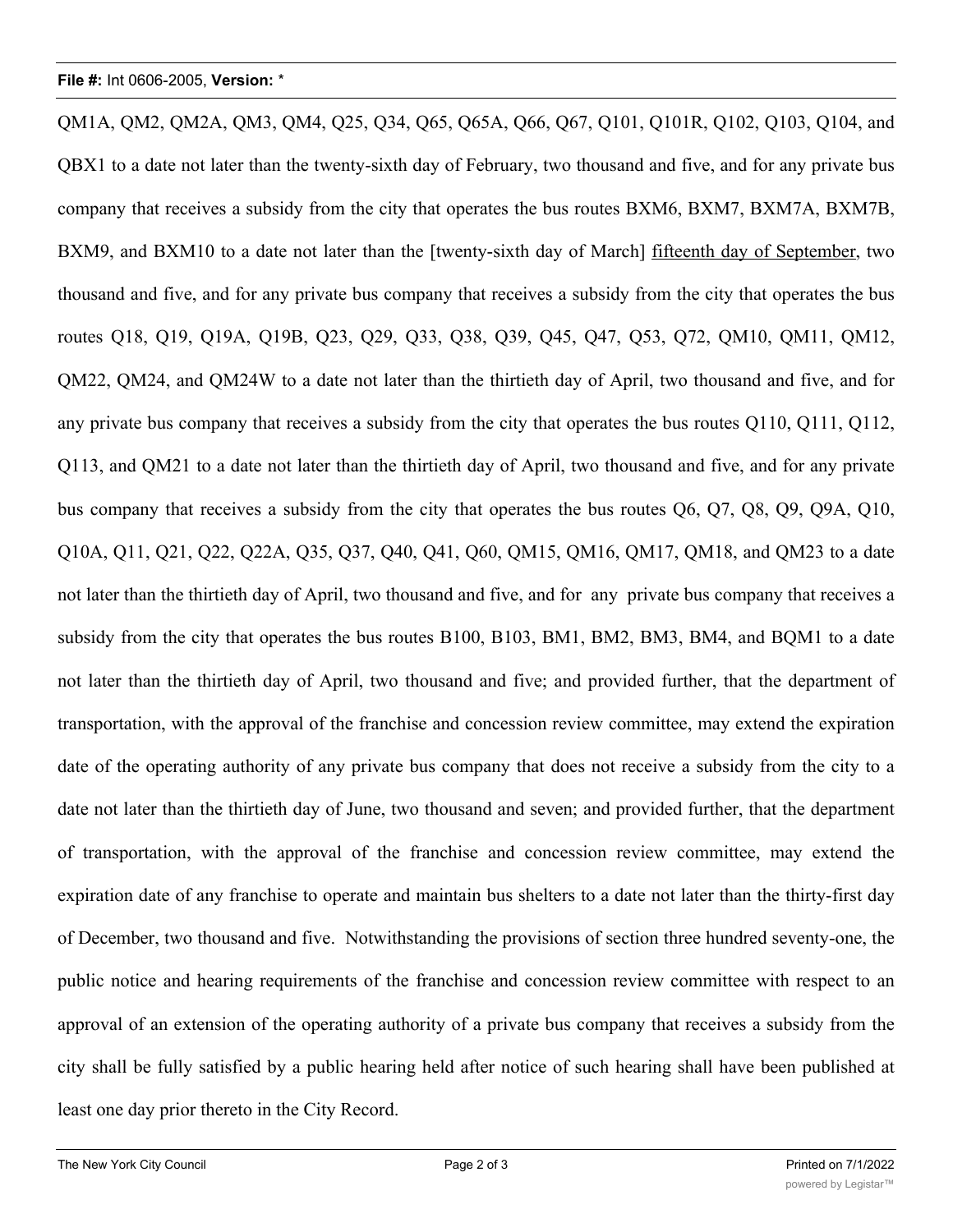QM1A, QM2, QM2A, QM3, QM4, Q25, Q34, Q65, Q65A, Q66, Q67, Q101, Q101R, Q102, Q103, Q104, and QBX1 to a date not later than the twenty-sixth day of February, two thousand and five, and for any private bus company that receives a subsidy from the city that operates the bus routes BXM6, BXM7, BXM7A, BXM7B, BXM9, and BXM10 to a date not later than the [twenty-sixth day of March] <u>fifteenth day of September</u>, two thousand and five, and for any private bus company that receives a subsidy from the city that operates the bus routes Q18, Q19, Q19A, Q19B, Q23, Q29, Q33, Q38, Q39, Q45, Q47, Q53, Q72, QM10, QM11, QM12, QM22, QM24, and QM24W to a date not later than the thirtieth day of April, two thousand and five, and for any private bus company that receives a subsidy from the city that operates the bus routes Q110, Q111, Q112, Q113, and QM21 to a date not later than the thirtieth day of April, two thousand and five, and for any private bus company that receives a subsidy from the city that operates the bus routes Q6, Q7, Q8, Q9, Q9A, Q10, Q10A, Q11, Q21, Q22, Q22A, Q35, Q37, Q40, Q41, Q60, QM15, QM16, QM17, QM18, and QM23 to a date not later than the thirtieth day of April, two thousand and five, and for any private bus company that receives a subsidy from the city that operates the bus routes B100, B103, BM1, BM2, BM3, BM4, and BQM1 to a date not later than the thirtieth day of April, two thousand and five; and provided further, that the department of transportation, with the approval of the franchise and concession review committee, may extend the expiration date of the operating authority of any private bus company that does not receive a subsidy from the city to a date not later than the thirtieth day of June, two thousand and seven; and provided further, that the department of transportation, with the approval of the franchise and concession review committee, may extend the expiration date of any franchise to operate and maintain bus shelters to a date not later than the thirty-first day of December, two thousand and five. Notwithstanding the provisions of section three hundred seventy-one, the public notice and hearing requirements of the franchise and concession review committee with respect to an approval of an extension of the operating authority of a private bus company that receives a subsidy from the city shall be fully satisfied by a public hearing held after notice of such hearing shall have been published at least one day prior thereto in the City Record.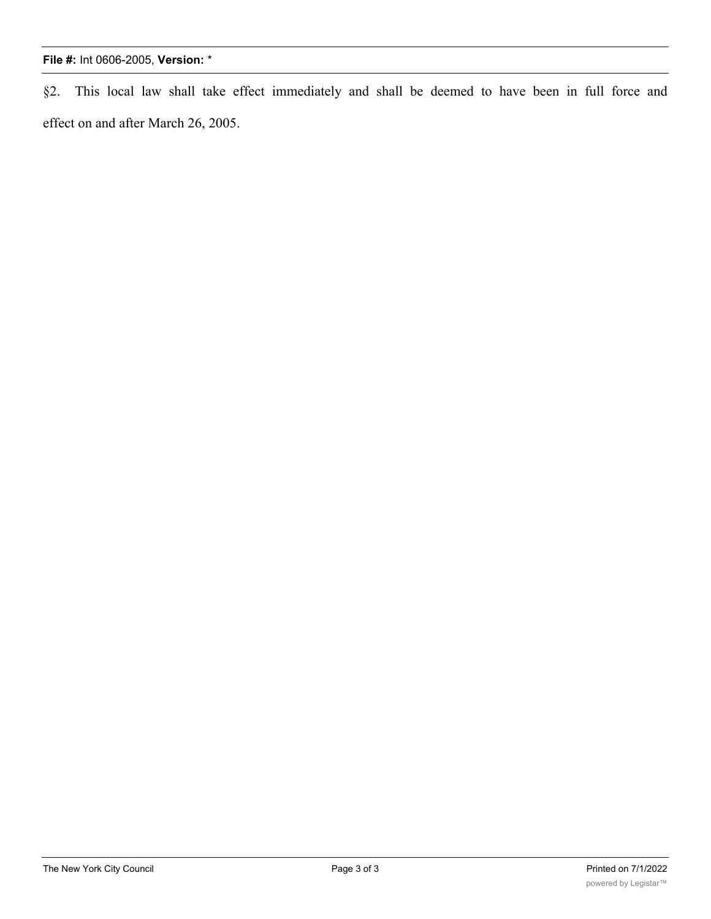§2. This local law shall take effect immediately and shall be deemed to have been in full force and effect on and after March 26, 2005.